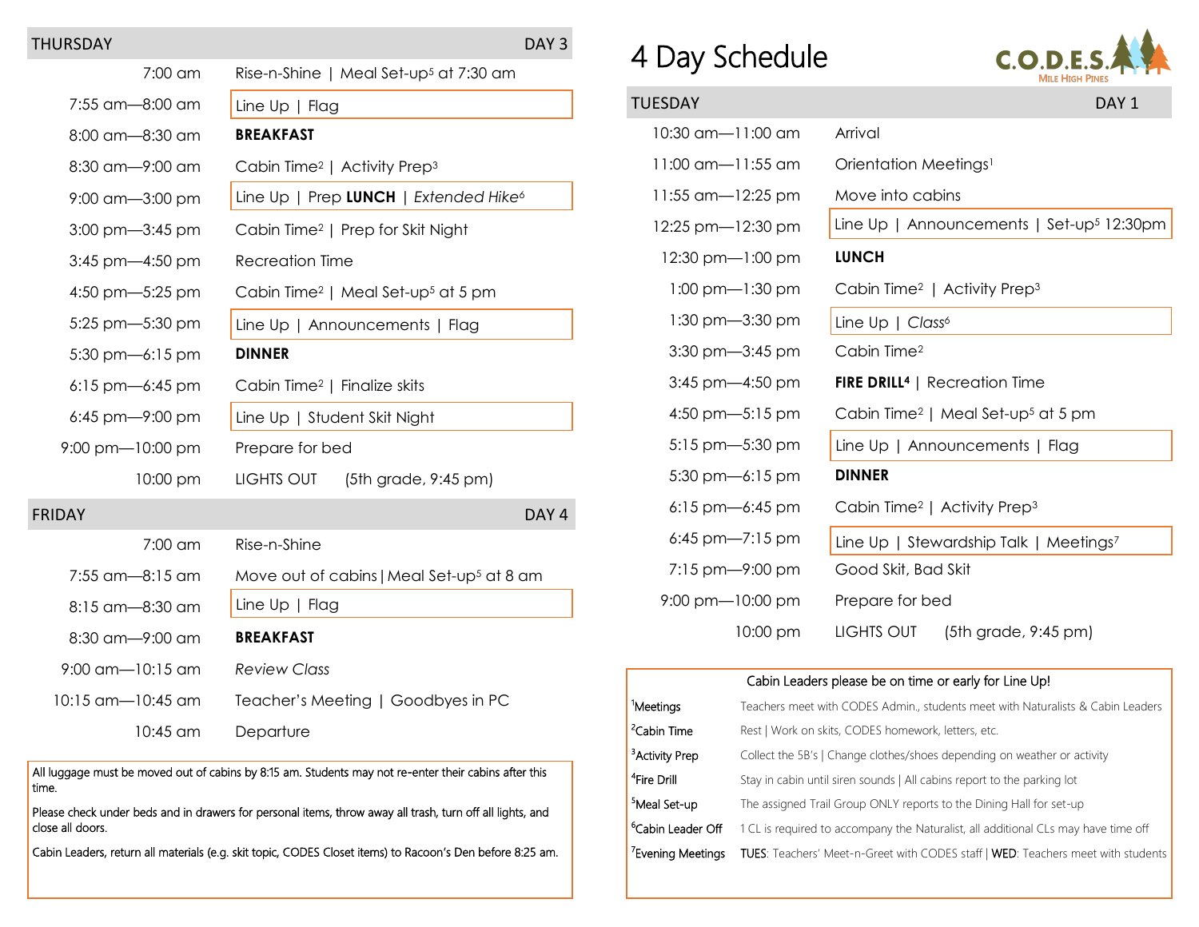# 4 Day Schedule

C.O.D.E.S. Mile High Pines

## TUESDAY — DAY 1

| Time | Activity |
|---|---|
| 10:30 am—11:00 am | Arrival |
| 11:00 am—11:55 am | Orientation Meetings[1] |
| 11:55 am—12:25 pm | Move into cabins |
| 12:25 pm—12:30 pm | Line Up \| Announcements \| Set-up[5] 12:30pm |
| 12:30 pm—1:00 pm | **LUNCH** |
| 1:00 pm—1:30 pm | Cabin Time[2] \| Activity Prep[3] |
| 1:30 pm—3:30 pm | Line Up \| *Class*[6] |
| 3:30 pm—3:45 pm | Cabin Time[2] |
| 3:45 pm—4:50 pm | **FIRE DRILL[4]** \| Recreation Time |
| 4:50 pm—5:15 pm | Cabin Time[2] \| Meal Set-up[5] at 5 pm |
| 5:15 pm—5:30 pm | Line Up \| Announcements \| Flag |
| 5:30 pm—6:15 pm | **DINNER** |
| 6:15 pm—6:45 pm | Cabin Time[2] \| Activity Prep[3] |
| 6:45 pm—7:15 pm | Line Up \| Stewardship Talk \| Meetings[7] |
| 7:15 pm—9:00 pm | Good Skit, Bad Skit |
| 9:00 pm—10:00 pm | Prepare for bed |
| 10:00 pm | LIGHTS OUT (5th grade, 9:45 pm) |

**Cabin Leaders please be on time or early for Line Up!**

| Note | Description |
|---|---|
| [1] Meetings | Teachers meet with CODES Admin., students meet with Naturalists & Cabin Leaders |
| [2] Cabin Time | Rest \| Work on skits, CODES homework, letters, etc. |
| [3] Activity Prep | Collect the 5B's \| Change clothes/shoes depending on weather or activity |
| [4] Fire Drill | Stay in cabin until siren sounds \| All cabins report to the parking lot |
| [5] Meal Set-up | The assigned Trail Group ONLY reports to the Dining Hall for set-up |
| [6] Cabin Leader Off | 1 CL is required to accompany the Naturalist, all additional CLs may have time off |
| [7] Evening Meetings | TUES: Teachers' Meet-n-Greet with CODES staff \| WED: Teachers meet with students |

## THURSDAY — DAY 3

| Time | Activity |
|---|---|
| 7:00 am | Rise-n-Shine \| Meal Set-up[5] at 7:30 am |
| 7:55 am—8:00 am | Line Up \| Flag |
| 8:00 am—8:30 am | **BREAKFAST** |
| 8:30 am—9:00 am | Cabin Time[2] \| Activity Prep[3] |
| 9:00 am—3:00 pm | Line Up \| Prep **LUNCH** \| *Extended Hike*[6] |
| 3:00 pm—3:45 pm | Cabin Time[2] \| Prep for Skit Night |
| 3:45 pm—4:50 pm | Recreation Time |
| 4:50 pm—5:25 pm | Cabin Time[2] \| Meal Set-up[5] at 5 pm |
| 5:25 pm—5:30 pm | Line Up \| Announcements \| Flag |
| 5:30 pm—6:15 pm | **DINNER** |
| 6:15 pm—6:45 pm | Cabin Time[2] \| Finalize skits |
| 6:45 pm—9:00 pm | Line Up \| Student Skit Night |
| 9:00 pm—10:00 pm | Prepare for bed |
| 10:00 pm | LIGHTS OUT (5th grade, 9:45 pm) |

## FRIDAY — DAY 4

| Time | Activity |
|---|---|
| 7:00 am | Rise-n-Shine |
| 7:55 am—8:15 am | Move out of cabins \| Meal Set-up[5] at 8 am |
| 8:15 am—8:30 am | Line Up \| Flag |
| 8:30 am—9:00 am | **BREAKFAST** |
| 9:00 am—10:15 am | *Review Class* |
| 10:15 am—10:45 am | Teacher's Meeting \| Goodbyes in PC |
| 10:45 am | Departure |

All luggage must be moved out of cabins by 8:15 am. Students may not re-enter their cabins after this time.

Please check under beds and in drawers for personal items, throw away all trash, turn off all lights, and close all doors.

Cabin Leaders, return all materials (e.g. skit topic, CODES Closet items) to Racoon's Den before 8:25 am.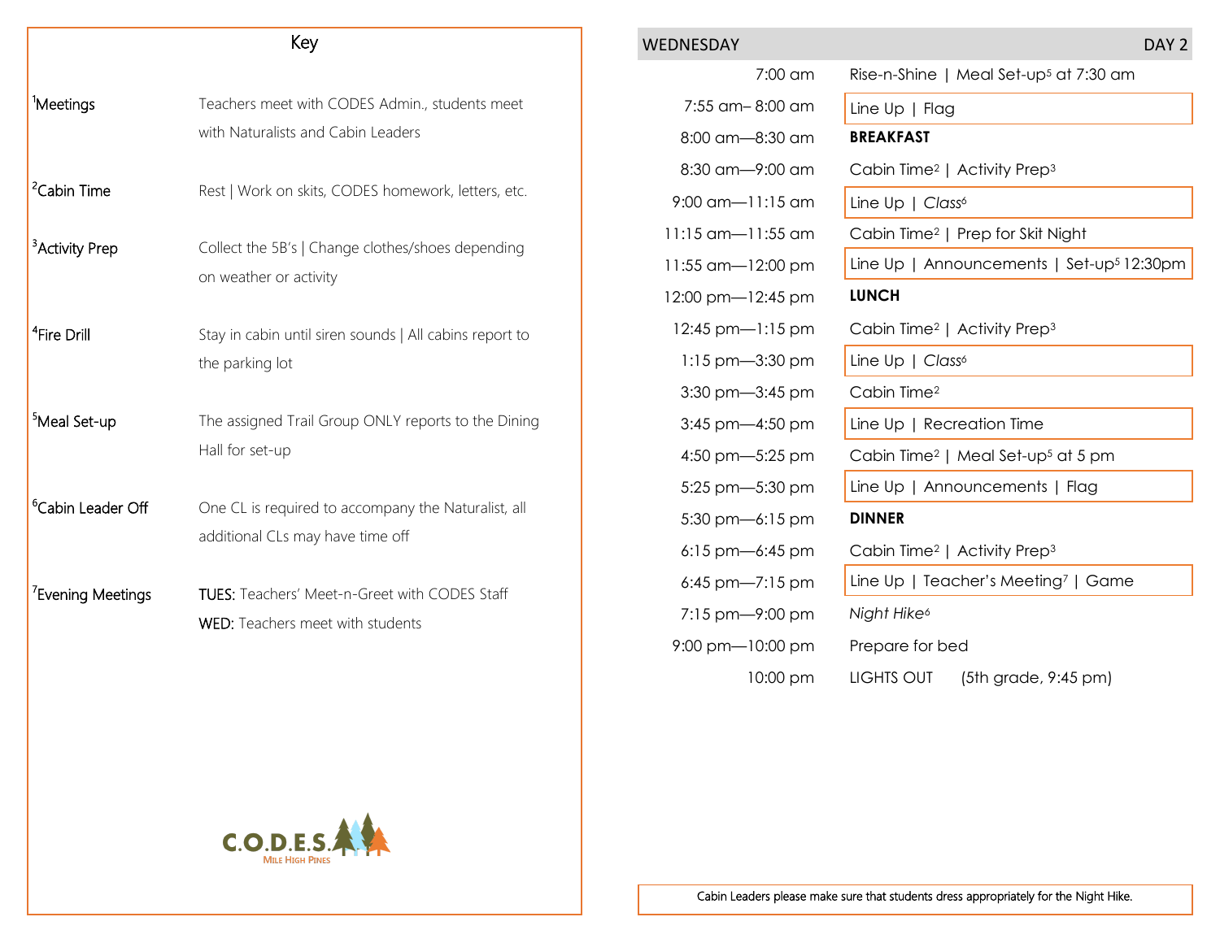## Key

| | |
|---|---|
| [1]Meetings | Teachers meet with CODES Admin., students meet with Naturalists and Cabin Leaders |
| [2]Cabin Time | Rest \| Work on skits, CODES homework, letters, etc. |
| [3]Activity Prep | Collect the 5B's \| Change clothes/shoes depending on weather or activity |
| [4]Fire Drill | Stay in cabin until siren sounds \| All cabins report to the parking lot |
| [5]Meal Set-up | The assigned Trail Group ONLY reports to the Dining Hall for set-up |
| [6]Cabin Leader Off | One CL is required to accompany the Naturalist, all additional CLs may have time off |
| [7]Evening Meetings | TUES: Teachers' Meet-n-Greet with CODES Staff<br>WED: Teachers meet with students |

C.O.D.E.S. MILE HIGH PINES

## WEDNESDAY — DAY 2

| | |
|---|---|
| 7:00 am | Rise-n-Shine \| Meal Set-up[5] at 7:30 am |
| 7:55 am– 8:00 am | Line Up \| Flag |
| 8:00 am—8:30 am | **BREAKFAST** |
| 8:30 am—9:00 am | Cabin Time[2] \| Activity Prep[3] |
| 9:00 am—11:15 am | Line Up \| *Class*[6] |
| 11:15 am—11:55 am | Cabin Time[2] \| Prep for Skit Night |
| 11:55 am—12:00 pm | Line Up \| Announcements \| Set-up[5] 12:30pm |
| 12:00 pm—12:45 pm | **LUNCH** |
| 12:45 pm—1:15 pm | Cabin Time[2] \| Activity Prep[3] |
| 1:15 pm—3:30 pm | Line Up \| *Class*[6] |
| 3:30 pm—3:45 pm | Cabin Time[2] |
| 3:45 pm—4:50 pm | Line Up \| Recreation Time |
| 4:50 pm—5:25 pm | Cabin Time[2] \| Meal Set-up[5] at 5 pm |
| 5:25 pm—5:30 pm | Line Up \| Announcements \| Flag |
| 5:30 pm—6:15 pm | **DINNER** |
| 6:15 pm—6:45 pm | Cabin Time[2] \| Activity Prep[3] |
| 6:45 pm—7:15 pm | Line Up \| Teacher's Meeting[7] \| Game |
| 7:15 pm—9:00 pm | *Night Hike*[6] |
| 9:00 pm—10:00 pm | Prepare for bed |
| 10:00 pm | LIGHTS OUT (5th grade, 9:45 pm) |

Cabin Leaders please make sure that students dress appropriately for the Night Hike.